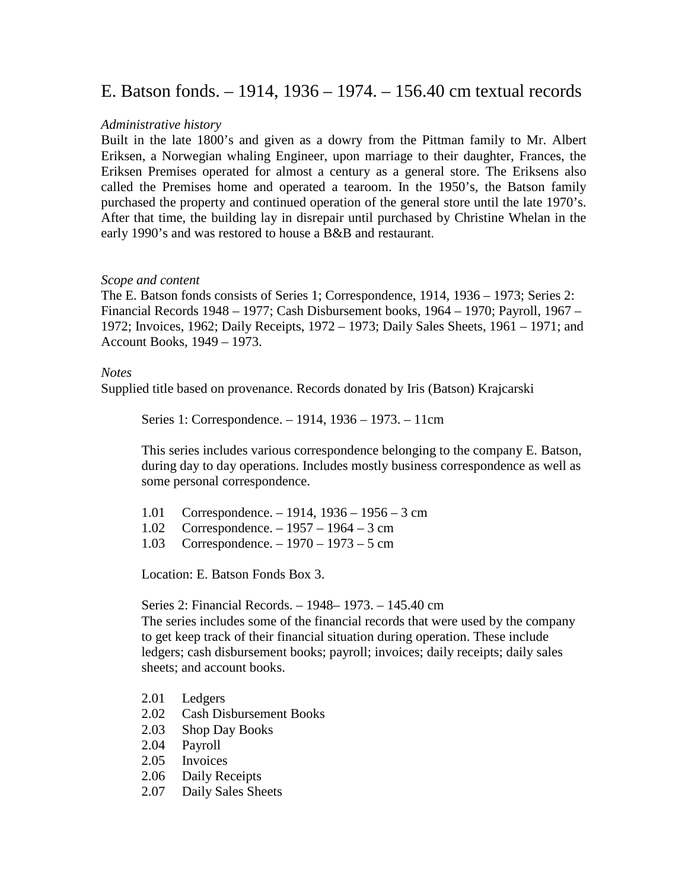# E. Batson fonds. – 1914, 1936 – 1974. – 156.40 cm textual records

*Administrative history*

Built in the late 1800's and given as a dowry from the Pittman family to Mr. Albert Eriksen, a Norwegian whaling Engineer, upon marriage to their daughter, Frances, the Eriksen Premises operated for almost a century as a general store. The Eriksens also called the Premises home and operated a tearoom. In the 1950's, the Batson family purchased the property and continued operation of the general store until the late 1970's. After that time, the building lay in disrepair until purchased by Christine Whelan in the early 1990's and was restored to house a B&B and restaurant.

*Scope and content*

The E. Batson fonds consists of Series 1; Correspondence, 1914, 1936 – 1973; Series 2: Financial Records 1948 – 1977; Cash Disbursement books, 1964 – 1970; Payroll, 1967 – 1972; Invoices, 1962; Daily Receipts, 1972 – 1973; Daily Sales Sheets, 1961 – 1971; and Account Books, 1949 – 1973.

*Notes*

Supplied title based on provenance. Records donated by Iris (Batson) Krajcarski

Series 1: Correspondence. – 1914, 1936 – 1973. – 11cm

This series includes various correspondence belonging to the company E. Batson, during day to day operations. Includes mostly business correspondence as well as some personal correspondence.

1.01 Correspondence. – 1914, 1936 – 1956 – 3 cm
1.02 Correspondence. – 1957 – 1964 – 3 cm
1.03 Correspondence. – 1970 – 1973 – 5 cm

Location: E. Batson Fonds Box 3.

Series 2: Financial Records. – 1948– 1973. – 145.40 cm
The series includes some of the financial records that were used by the company to get keep track of their financial situation during operation. These include ledgers; cash disbursement books; payroll; invoices; daily receipts; daily sales sheets; and account books.

2.01 Ledgers
2.02 Cash Disbursement Books
2.03 Shop Day Books
2.04 Payroll
2.05 Invoices
2.06 Daily Receipts
2.07 Daily Sales Sheets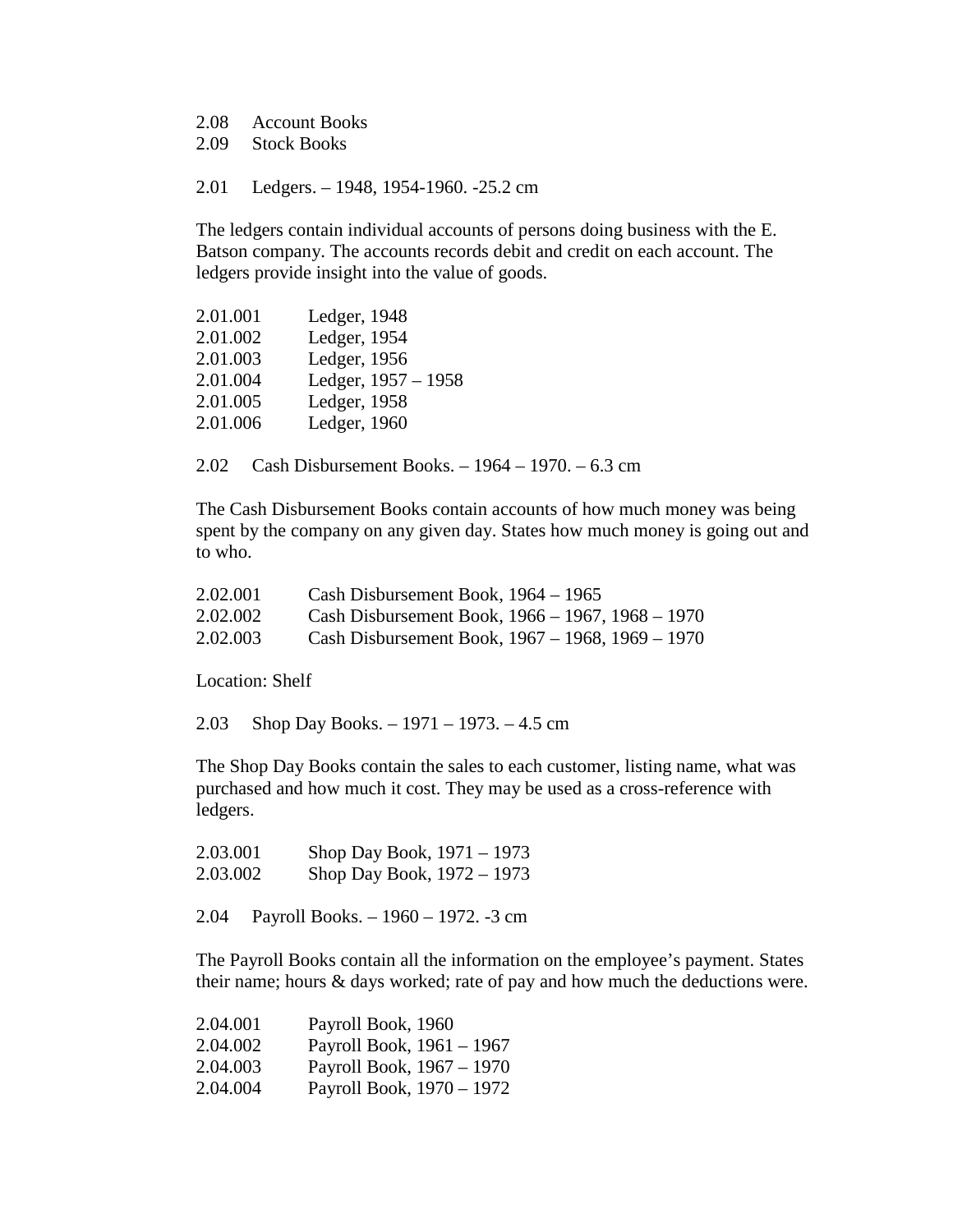2.08 Account Books
2.09 Stock Books

2.01 Ledgers. – 1948, 1954-1960. -25.2 cm

The ledgers contain individual accounts of persons doing business with the E. Batson company. The accounts records debit and credit on each account. The ledgers provide insight into the value of goods.

2.01.001 Ledger, 1948
2.01.002 Ledger, 1954
2.01.003 Ledger, 1956
2.01.004 Ledger, 1957 – 1958
2.01.005 Ledger, 1958
2.01.006 Ledger, 1960

2.02 Cash Disbursement Books. – 1964 – 1970. – 6.3 cm

The Cash Disbursement Books contain accounts of how much money was being spent by the company on any given day. States how much money is going out and to who.

2.02.001 Cash Disbursement Book, 1964 – 1965
2.02.002 Cash Disbursement Book, 1966 – 1967, 1968 – 1970
2.02.003 Cash Disbursement Book, 1967 – 1968, 1969 – 1970

Location: Shelf

2.03 Shop Day Books. – 1971 – 1973. – 4.5 cm

The Shop Day Books contain the sales to each customer, listing name, what was purchased and how much it cost. They may be used as a cross-reference with ledgers.

2.03.001 Shop Day Book, 1971 – 1973
2.03.002 Shop Day Book, 1972 – 1973

2.04 Payroll Books. – 1960 – 1972. -3 cm

The Payroll Books contain all the information on the employee's payment. States their name; hours & days worked; rate of pay and how much the deductions were.

2.04.001 Payroll Book, 1960
2.04.002 Payroll Book, 1961 – 1967
2.04.003 Payroll Book, 1967 – 1970
2.04.004 Payroll Book, 1970 – 1972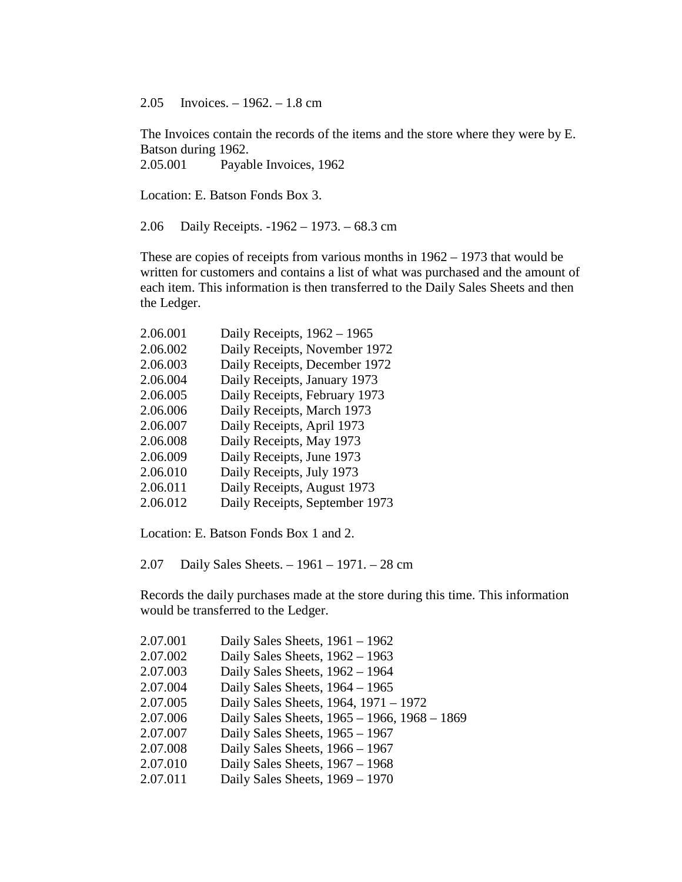2.05 Invoices. – 1962. – 1.8 cm

The Invoices contain the records of the items and the store where they were by E. Batson during 1962.
2.05.001 Payable Invoices, 1962

Location: E. Batson Fonds Box 3.

2.06 Daily Receipts. -1962 – 1973. – 68.3 cm

These are copies of receipts from various months in 1962 – 1973 that would be written for customers and contains a list of what was purchased and the amount of each item. This information is then transferred to the Daily Sales Sheets and then the Ledger.

2.06.001 Daily Receipts, 1962 – 1965
2.06.002 Daily Receipts, November 1972
2.06.003 Daily Receipts, December 1972
2.06.004 Daily Receipts, January 1973
2.06.005 Daily Receipts, February 1973
2.06.006 Daily Receipts, March 1973
2.06.007 Daily Receipts, April 1973
2.06.008 Daily Receipts, May 1973
2.06.009 Daily Receipts, June 1973
2.06.010 Daily Receipts, July 1973
2.06.011 Daily Receipts, August 1973
2.06.012 Daily Receipts, September 1973

Location: E. Batson Fonds Box 1 and 2.

2.07 Daily Sales Sheets. – 1961 – 1971. – 28 cm

Records the daily purchases made at the store during this time. This information would be transferred to the Ledger.

2.07.001 Daily Sales Sheets, 1961 – 1962
2.07.002 Daily Sales Sheets, 1962 – 1963
2.07.003 Daily Sales Sheets, 1962 – 1964
2.07.004 Daily Sales Sheets, 1964 – 1965
2.07.005 Daily Sales Sheets, 1964, 1971 – 1972
2.07.006 Daily Sales Sheets, 1965 – 1966, 1968 – 1869
2.07.007 Daily Sales Sheets, 1965 – 1967
2.07.008 Daily Sales Sheets, 1966 – 1967
2.07.010 Daily Sales Sheets, 1967 – 1968
2.07.011 Daily Sales Sheets, 1969 – 1970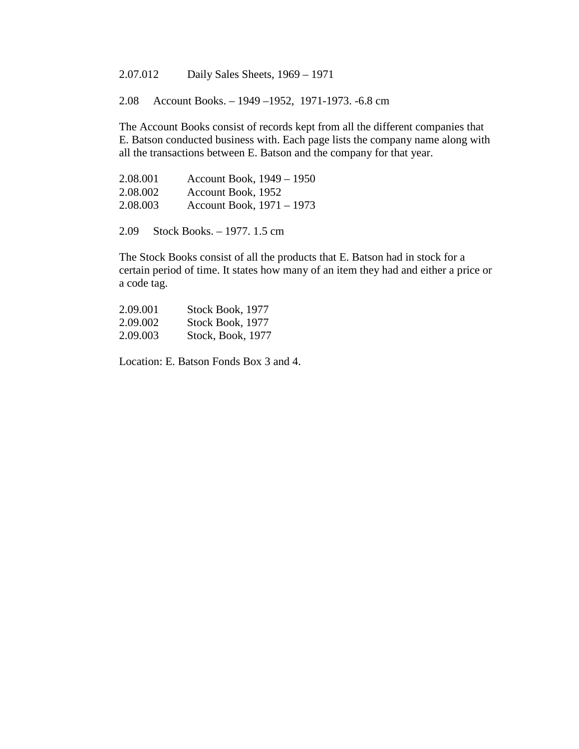2.07.012 Daily Sales Sheets, 1969 – 1971

2.08 Account Books. – 1949 –1952, 1971-1973. -6.8 cm

The Account Books consist of records kept from all the different companies that E. Batson conducted business with. Each page lists the company name along with all the transactions between E. Batson and the company for that year.

2.08.001 Account Book, 1949 – 1950
2.08.002 Account Book, 1952
2.08.003 Account Book, 1971 – 1973

2.09 Stock Books. – 1977. 1.5 cm

The Stock Books consist of all the products that E. Batson had in stock for a certain period of time. It states how many of an item they had and either a price or a code tag.

2.09.001 Stock Book, 1977
2.09.002 Stock Book, 1977
2.09.003 Stock, Book, 1977

Location: E. Batson Fonds Box 3 and 4.